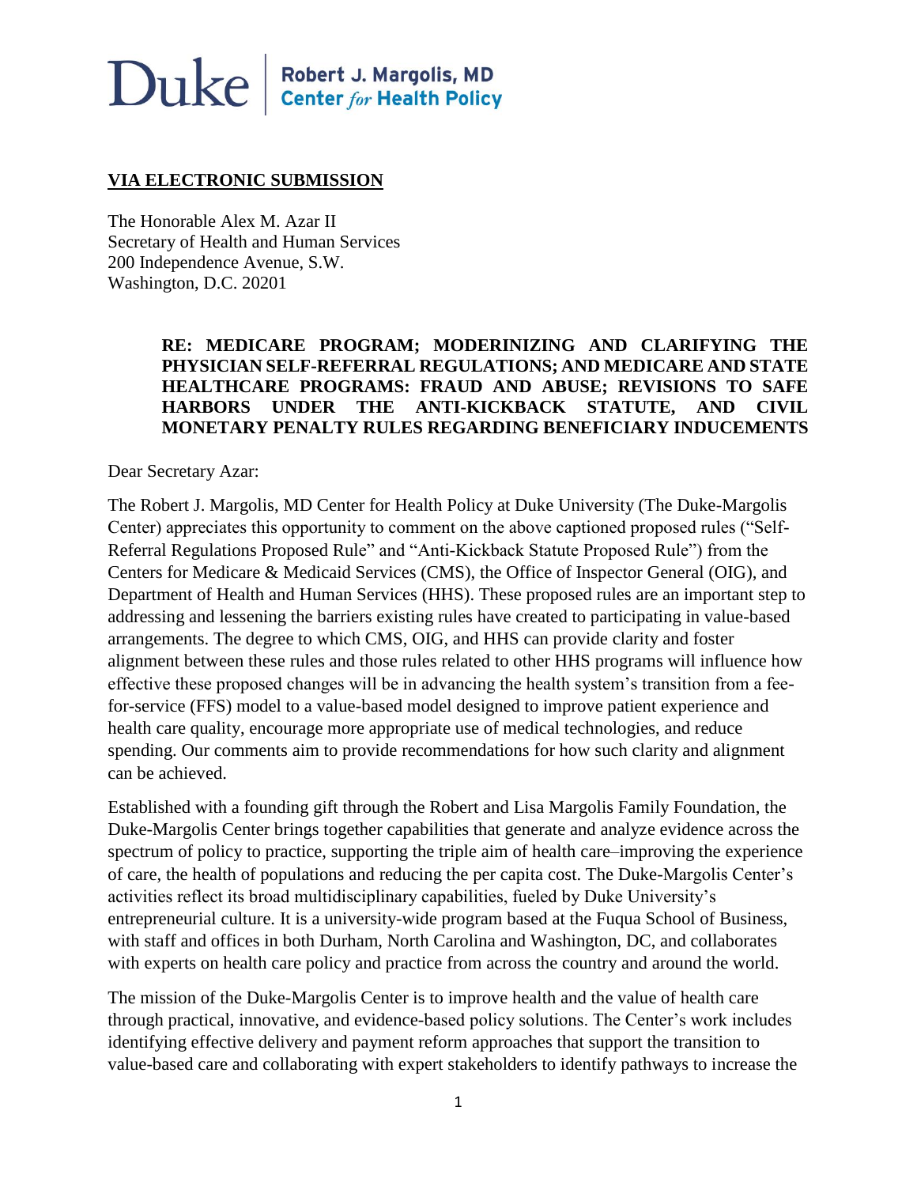Duke | Robert J. Margolis, MD Center *for* Health Policy

**VIA ELECTRONIC SUBMISSION**

The Honorable Alex M. Azar II
Secretary of Health and Human Services
200 Independence Avenue, S.W.
Washington, D.C. 20201

**RE: MEDICARE PROGRAM; MODERINIZING AND CLARIFYING THE PHYSICIAN SELF-REFERRAL REGULATIONS; AND MEDICARE AND STATE HEALTHCARE PROGRAMS: FRAUD AND ABUSE; REVISIONS TO SAFE HARBORS UNDER THE ANTI-KICKBACK STATUTE, AND CIVIL MONETARY PENALTY RULES REGARDING BENEFICIARY INDUCEMENTS**

Dear Secretary Azar:

The Robert J. Margolis, MD Center for Health Policy at Duke University (The Duke-Margolis Center) appreciates this opportunity to comment on the above captioned proposed rules ("Self-Referral Regulations Proposed Rule" and "Anti-Kickback Statute Proposed Rule") from the Centers for Medicare & Medicaid Services (CMS), the Office of Inspector General (OIG), and Department of Health and Human Services (HHS). These proposed rules are an important step to addressing and lessening the barriers existing rules have created to participating in value-based arrangements. The degree to which CMS, OIG, and HHS can provide clarity and foster alignment between these rules and those rules related to other HHS programs will influence how effective these proposed changes will be in advancing the health system's transition from a fee-for-service (FFS) model to a value-based model designed to improve patient experience and health care quality, encourage more appropriate use of medical technologies, and reduce spending. Our comments aim to provide recommendations for how such clarity and alignment can be achieved.

Established with a founding gift through the Robert and Lisa Margolis Family Foundation, the Duke-Margolis Center brings together capabilities that generate and analyze evidence across the spectrum of policy to practice, supporting the triple aim of health care–improving the experience of care, the health of populations and reducing the per capita cost. The Duke-Margolis Center's activities reflect its broad multidisciplinary capabilities, fueled by Duke University's entrepreneurial culture. It is a university-wide program based at the Fuqua School of Business, with staff and offices in both Durham, North Carolina and Washington, DC, and collaborates with experts on health care policy and practice from across the country and around the world.

The mission of the Duke-Margolis Center is to improve health and the value of health care through practical, innovative, and evidence-based policy solutions. The Center's work includes identifying effective delivery and payment reform approaches that support the transition to value-based care and collaborating with expert stakeholders to identify pathways to increase the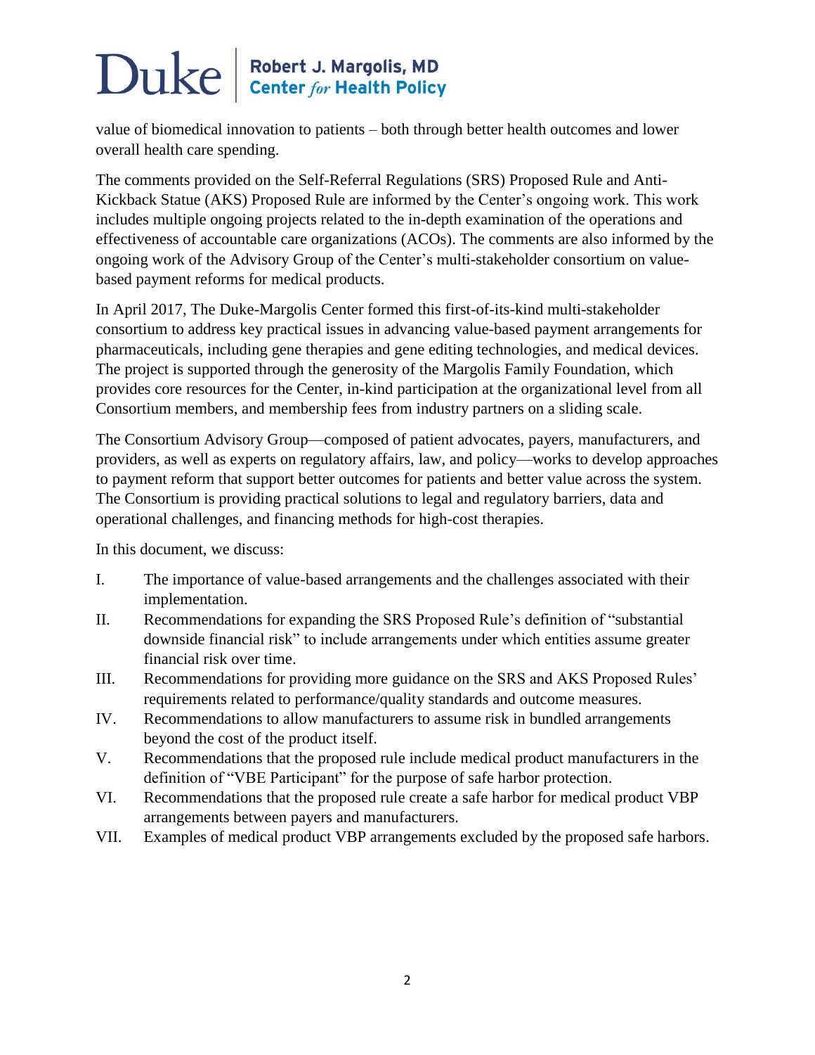value of biomedical innovation to patients – both through better health outcomes and lower overall health care spending.

The comments provided on the Self-Referral Regulations (SRS) Proposed Rule and Anti-Kickback Statue (AKS) Proposed Rule are informed by the Center's ongoing work. This work includes multiple ongoing projects related to the in-depth examination of the operations and effectiveness of accountable care organizations (ACOs). The comments are also informed by the ongoing work of the Advisory Group of the Center's multi-stakeholder consortium on value-based payment reforms for medical products.

In April 2017, The Duke-Margolis Center formed this first-of-its-kind multi-stakeholder consortium to address key practical issues in advancing value-based payment arrangements for pharmaceuticals, including gene therapies and gene editing technologies, and medical devices. The project is supported through the generosity of the Margolis Family Foundation, which provides core resources for the Center, in-kind participation at the organizational level from all Consortium members, and membership fees from industry partners on a sliding scale.

The Consortium Advisory Group—composed of patient advocates, payers, manufacturers, and providers, as well as experts on regulatory affairs, law, and policy—works to develop approaches to payment reform that support better outcomes for patients and better value across the system. The Consortium is providing practical solutions to legal and regulatory barriers, data and operational challenges, and financing methods for high-cost therapies.

In this document, we discuss:

I. The importance of value-based arrangements and the challenges associated with their implementation.
II. Recommendations for expanding the SRS Proposed Rule's definition of "substantial downside financial risk" to include arrangements under which entities assume greater financial risk over time.
III. Recommendations for providing more guidance on the SRS and AKS Proposed Rules' requirements related to performance/quality standards and outcome measures.
IV. Recommendations to allow manufacturers to assume risk in bundled arrangements beyond the cost of the product itself.
V. Recommendations that the proposed rule include medical product manufacturers in the definition of "VBE Participant" for the purpose of safe harbor protection.
VI. Recommendations that the proposed rule create a safe harbor for medical product VBP arrangements between payers and manufacturers.
VII. Examples of medical product VBP arrangements excluded by the proposed safe harbors.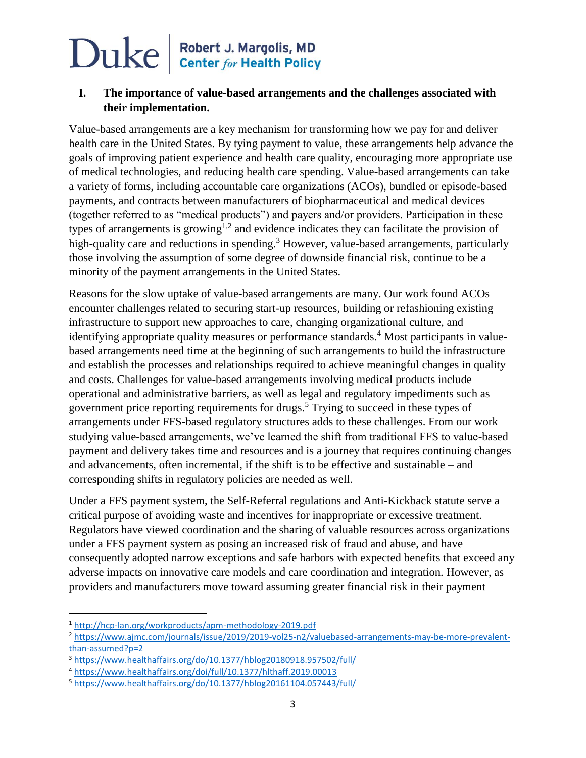## I. The importance of value-based arrangements and the challenges associated with their implementation.

Value-based arrangements are a key mechanism for transforming how we pay for and deliver health care in the United States. By tying payment to value, these arrangements help advance the goals of improving patient experience and health care quality, encouraging more appropriate use of medical technologies, and reducing health care spending. Value-based arrangements can take a variety of forms, including accountable care organizations (ACOs), bundled or episode-based payments, and contracts between manufacturers of biopharmaceutical and medical devices (together referred to as "medical products") and payers and/or providers. Participation in these types of arrangements is growing[1,2] and evidence indicates they can facilitate the provision of high-quality care and reductions in spending.[3] However, value-based arrangements, particularly those involving the assumption of some degree of downside financial risk, continue to be a minority of the payment arrangements in the United States.

Reasons for the slow uptake of value-based arrangements are many. Our work found ACOs encounter challenges related to securing start-up resources, building or refashioning existing infrastructure to support new approaches to care, changing organizational culture, and identifying appropriate quality measures or performance standards.[4] Most participants in value-based arrangements need time at the beginning of such arrangements to build the infrastructure and establish the processes and relationships required to achieve meaningful changes in quality and costs. Challenges for value-based arrangements involving medical products include operational and administrative barriers, as well as legal and regulatory impediments such as government price reporting requirements for drugs.[5] Trying to succeed in these types of arrangements under FFS-based regulatory structures adds to these challenges. From our work studying value-based arrangements, we've learned the shift from traditional FFS to value-based payment and delivery takes time and resources and is a journey that requires continuing changes and advancements, often incremental, if the shift is to be effective and sustainable – and corresponding shifts in regulatory policies are needed as well.

Under a FFS payment system, the Self-Referral regulations and Anti-Kickback statute serve a critical purpose of avoiding waste and incentives for inappropriate or excessive treatment. Regulators have viewed coordination and the sharing of valuable resources across organizations under a FFS payment system as posing an increased risk of fraud and abuse, and have consequently adopted narrow exceptions and safe harbors with expected benefits that exceed any adverse impacts on innovative care models and care coordination and integration. However, as providers and manufacturers move toward assuming greater financial risk in their payment

---

[1] http://hcp-lan.org/workproducts/apm-methodology-2019.pdf

[2] https://www.ajmc.com/journals/issue/2019/2019-vol25-n2/valuebased-arrangements-may-be-more-prevalent-than-assumed?p=2

[3] https://www.healthaffairs.org/do/10.1377/hblog20180918.957502/full/

[4] https://www.healthaffairs.org/doi/full/10.1377/hlthaff.2019.00013

[5] https://www.healthaffairs.org/do/10.1377/hblog20161104.057443/full/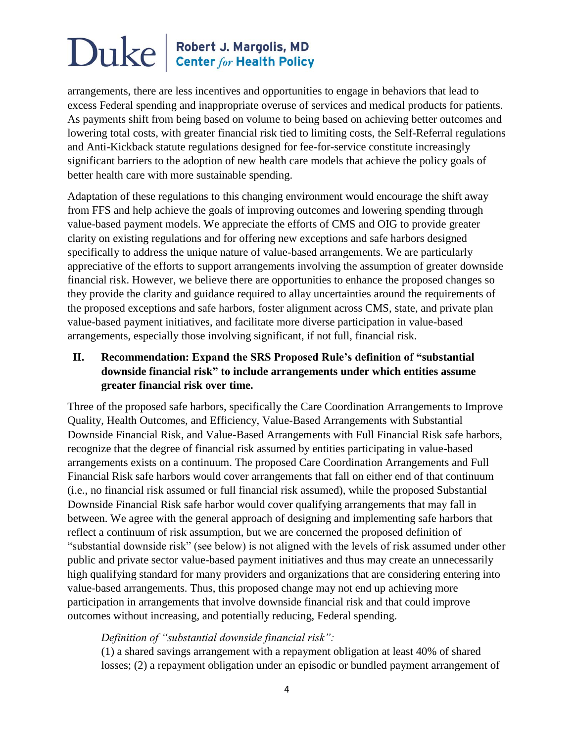arrangements, there are less incentives and opportunities to engage in behaviors that lead to excess Federal spending and inappropriate overuse of services and medical products for patients. As payments shift from being based on volume to being based on achieving better outcomes and lowering total costs, with greater financial risk tied to limiting costs, the Self-Referral regulations and Anti-Kickback statute regulations designed for fee-for-service constitute increasingly significant barriers to the adoption of new health care models that achieve the policy goals of better health care with more sustainable spending.

Adaptation of these regulations to this changing environment would encourage the shift away from FFS and help achieve the goals of improving outcomes and lowering spending through value-based payment models. We appreciate the efforts of CMS and OIG to provide greater clarity on existing regulations and for offering new exceptions and safe harbors designed specifically to address the unique nature of value-based arrangements. We are particularly appreciative of the efforts to support arrangements involving the assumption of greater downside financial risk. However, we believe there are opportunities to enhance the proposed changes so they provide the clarity and guidance required to allay uncertainties around the requirements of the proposed exceptions and safe harbors, foster alignment across CMS, state, and private plan value-based payment initiatives, and facilitate more diverse participation in value-based arrangements, especially those involving significant, if not full, financial risk.

## II. Recommendation: Expand the SRS Proposed Rule's definition of "substantial downside financial risk" to include arrangements under which entities assume greater financial risk over time.

Three of the proposed safe harbors, specifically the Care Coordination Arrangements to Improve Quality, Health Outcomes, and Efficiency, Value-Based Arrangements with Substantial Downside Financial Risk, and Value-Based Arrangements with Full Financial Risk safe harbors, recognize that the degree of financial risk assumed by entities participating in value-based arrangements exists on a continuum. The proposed Care Coordination Arrangements and Full Financial Risk safe harbors would cover arrangements that fall on either end of that continuum (i.e., no financial risk assumed or full financial risk assumed), while the proposed Substantial Downside Financial Risk safe harbor would cover qualifying arrangements that may fall in between. We agree with the general approach of designing and implementing safe harbors that reflect a continuum of risk assumption, but we are concerned the proposed definition of "substantial downside risk" (see below) is not aligned with the levels of risk assumed under other public and private sector value-based payment initiatives and thus may create an unnecessarily high qualifying standard for many providers and organizations that are considering entering into value-based arrangements. Thus, this proposed change may not end up achieving more participation in arrangements that involve downside financial risk and that could improve outcomes without increasing, and potentially reducing, Federal spending.

> *Definition of "substantial downside financial risk":*
>
> (1) a shared savings arrangement with a repayment obligation at least 40% of shared losses; (2) a repayment obligation under an episodic or bundled payment arrangement of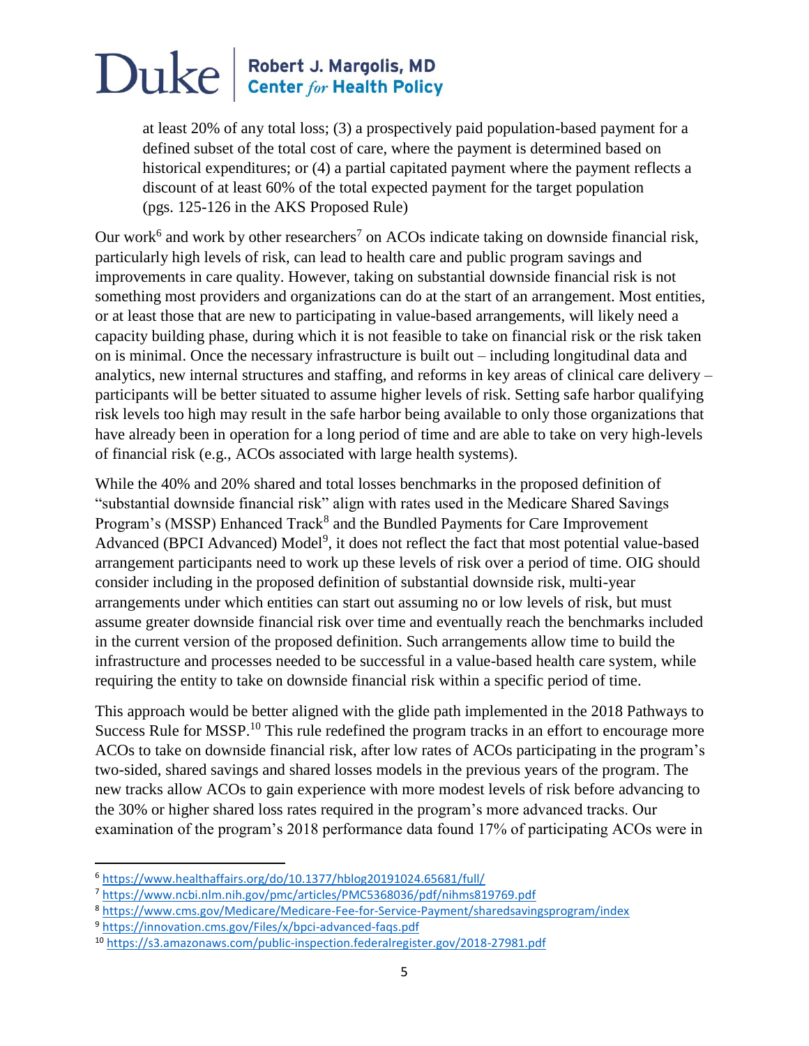at least 20% of any total loss; (3) a prospectively paid population-based payment for a defined subset of the total cost of care, where the payment is determined based on historical expenditures; or (4) a partial capitated payment where the payment reflects a discount of at least 60% of the total expected payment for the target population (pgs. 125-126 in the AKS Proposed Rule)

Our work[6] and work by other researchers[7] on ACOs indicate taking on downside financial risk, particularly high levels of risk, can lead to health care and public program savings and improvements in care quality. However, taking on substantial downside financial risk is not something most providers and organizations can do at the start of an arrangement. Most entities, or at least those that are new to participating in value-based arrangements, will likely need a capacity building phase, during which it is not feasible to take on financial risk or the risk taken on is minimal. Once the necessary infrastructure is built out – including longitudinal data and analytics, new internal structures and staffing, and reforms in key areas of clinical care delivery – participants will be better situated to assume higher levels of risk. Setting safe harbor qualifying risk levels too high may result in the safe harbor being available to only those organizations that have already been in operation for a long period of time and are able to take on very high-levels of financial risk (e.g., ACOs associated with large health systems).

While the 40% and 20% shared and total losses benchmarks in the proposed definition of "substantial downside financial risk" align with rates used in the Medicare Shared Savings Program's (MSSP) Enhanced Track[8] and the Bundled Payments for Care Improvement Advanced (BPCI Advanced) Model[9], it does not reflect the fact that most potential value-based arrangement participants need to work up these levels of risk over a period of time. OIG should consider including in the proposed definition of substantial downside risk, multi-year arrangements under which entities can start out assuming no or low levels of risk, but must assume greater downside financial risk over time and eventually reach the benchmarks included in the current version of the proposed definition. Such arrangements allow time to build the infrastructure and processes needed to be successful in a value-based health care system, while requiring the entity to take on downside financial risk within a specific period of time.

This approach would be better aligned with the glide path implemented in the 2018 Pathways to Success Rule for MSSP.[10] This rule redefined the program tracks in an effort to encourage more ACOs to take on downside financial risk, after low rates of ACOs participating in the program's two-sided, shared savings and shared losses models in the previous years of the program. The new tracks allow ACOs to gain experience with more modest levels of risk before advancing to the 30% or higher shared loss rates required in the program's more advanced tracks. Our examination of the program's 2018 performance data found 17% of participating ACOs were in

---

[6] https://www.healthaffairs.org/do/10.1377/hblog20191024.65681/full/

[7] https://www.ncbi.nlm.nih.gov/pmc/articles/PMC5368036/pdf/nihms819769.pdf

[8] https://www.cms.gov/Medicare/Medicare-Fee-for-Service-Payment/sharedsavingsprogram/index

[9] https://innovation.cms.gov/Files/x/bpci-advanced-faqs.pdf

[10] https://s3.amazonaws.com/public-inspection.federalregister.gov/2018-27981.pdf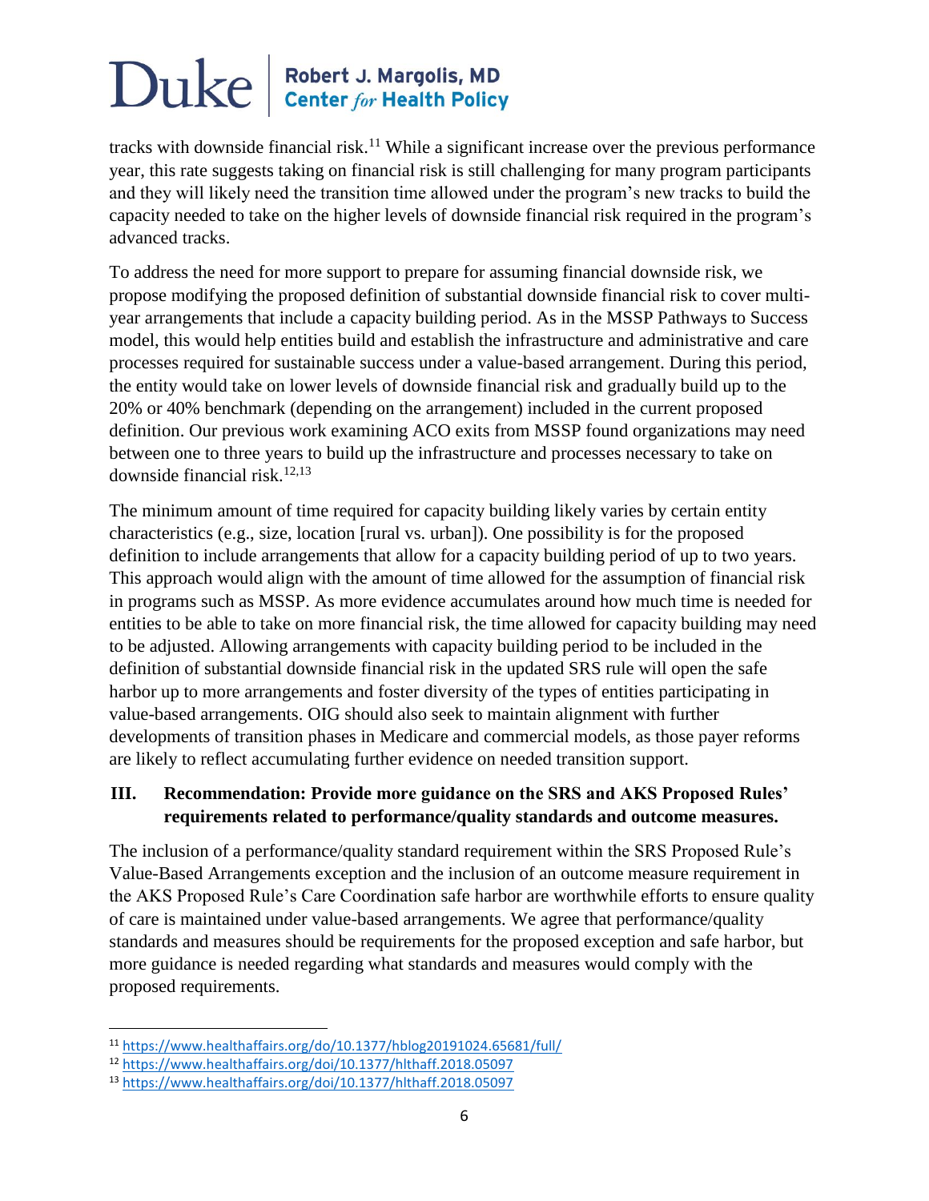tracks with downside financial risk.[11] While a significant increase over the previous performance year, this rate suggests taking on financial risk is still challenging for many program participants and they will likely need the transition time allowed under the program's new tracks to build the capacity needed to take on the higher levels of downside financial risk required in the program's advanced tracks.

To address the need for more support to prepare for assuming financial downside risk, we propose modifying the proposed definition of substantial downside financial risk to cover multi-year arrangements that include a capacity building period. As in the MSSP Pathways to Success model, this would help entities build and establish the infrastructure and administrative and care processes required for sustainable success under a value-based arrangement. During this period, the entity would take on lower levels of downside financial risk and gradually build up to the 20% or 40% benchmark (depending on the arrangement) included in the current proposed definition. Our previous work examining ACO exits from MSSP found organizations may need between one to three years to build up the infrastructure and processes necessary to take on downside financial risk.[12,13]

The minimum amount of time required for capacity building likely varies by certain entity characteristics (e.g., size, location [rural vs. urban]). One possibility is for the proposed definition to include arrangements that allow for a capacity building period of up to two years. This approach would align with the amount of time allowed for the assumption of financial risk in programs such as MSSP. As more evidence accumulates around how much time is needed for entities to be able to take on more financial risk, the time allowed for capacity building may need to be adjusted. Allowing arrangements with capacity building period to be included in the definition of substantial downside financial risk in the updated SRS rule will open the safe harbor up to more arrangements and foster diversity of the types of entities participating in value-based arrangements. OIG should also seek to maintain alignment with further developments of transition phases in Medicare and commercial models, as those payer reforms are likely to reflect accumulating further evidence on needed transition support.

## III. Recommendation: Provide more guidance on the SRS and AKS Proposed Rules' requirements related to performance/quality standards and outcome measures.

The inclusion of a performance/quality standard requirement within the SRS Proposed Rule's Value-Based Arrangements exception and the inclusion of an outcome measure requirement in the AKS Proposed Rule's Care Coordination safe harbor are worthwhile efforts to ensure quality of care is maintained under value-based arrangements. We agree that performance/quality standards and measures should be requirements for the proposed exception and safe harbor, but more guidance is needed regarding what standards and measures would comply with the proposed requirements.

---

[11] https://www.healthaffairs.org/do/10.1377/hblog20191024.65681/full/

[12] https://www.healthaffairs.org/doi/10.1377/hlthaff.2018.05097

[13] https://www.healthaffairs.org/doi/10.1377/hlthaff.2018.05097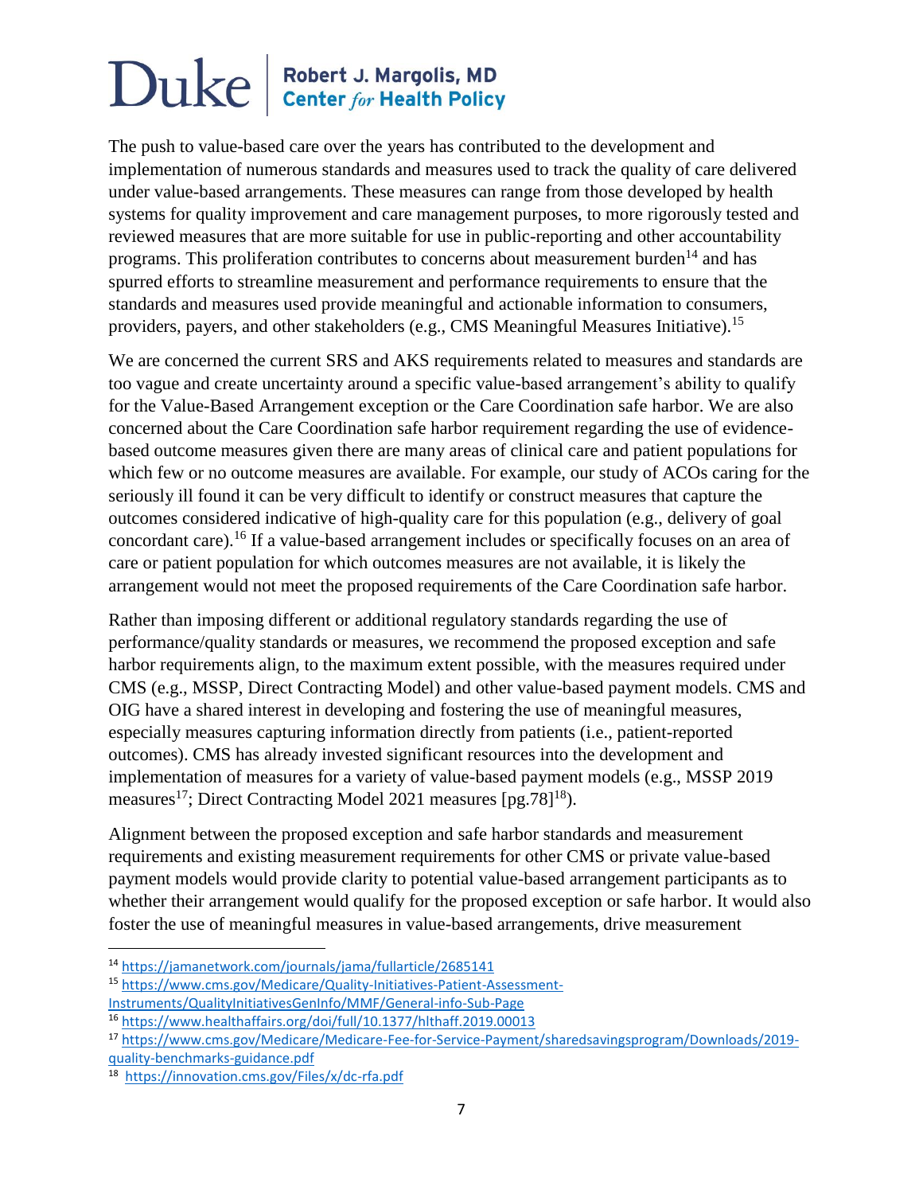The push to value-based care over the years has contributed to the development and implementation of numerous standards and measures used to track the quality of care delivered under value-based arrangements. These measures can range from those developed by health systems for quality improvement and care management purposes, to more rigorously tested and reviewed measures that are more suitable for use in public-reporting and other accountability programs. This proliferation contributes to concerns about measurement burden[14] and has spurred efforts to streamline measurement and performance requirements to ensure that the standards and measures used provide meaningful and actionable information to consumers, providers, payers, and other stakeholders (e.g., CMS Meaningful Measures Initiative).[15]

We are concerned the current SRS and AKS requirements related to measures and standards are too vague and create uncertainty around a specific value-based arrangement's ability to qualify for the Value-Based Arrangement exception or the Care Coordination safe harbor. We are also concerned about the Care Coordination safe harbor requirement regarding the use of evidence-based outcome measures given there are many areas of clinical care and patient populations for which few or no outcome measures are available. For example, our study of ACOs caring for the seriously ill found it can be very difficult to identify or construct measures that capture the outcomes considered indicative of high-quality care for this population (e.g., delivery of goal concordant care).[16] If a value-based arrangement includes or specifically focuses on an area of care or patient population for which outcomes measures are not available, it is likely the arrangement would not meet the proposed requirements of the Care Coordination safe harbor.

Rather than imposing different or additional regulatory standards regarding the use of performance/quality standards or measures, we recommend the proposed exception and safe harbor requirements align, to the maximum extent possible, with the measures required under CMS (e.g., MSSP, Direct Contracting Model) and other value-based payment models. CMS and OIG have a shared interest in developing and fostering the use of meaningful measures, especially measures capturing information directly from patients (i.e., patient-reported outcomes). CMS has already invested significant resources into the development and implementation of measures for a variety of value-based payment models (e.g., MSSP 2019 measures[17]; Direct Contracting Model 2021 measures [pg.78][18]).

Alignment between the proposed exception and safe harbor standards and measurement requirements and existing measurement requirements for other CMS or private value-based payment models would provide clarity to potential value-based arrangement participants as to whether their arrangement would qualify for the proposed exception or safe harbor. It would also foster the use of meaningful measures in value-based arrangements, drive measurement

---

[14] https://jamanetwork.com/journals/jama/fullarticle/2685141

[15] https://www.cms.gov/Medicare/Quality-Initiatives-Patient-Assessment-Instruments/QualityInitiativesGenInfo/MMF/General-info-Sub-Page

[16] https://www.healthaffairs.org/doi/full/10.1377/hlthaff.2019.00013

[17] https://www.cms.gov/Medicare/Medicare-Fee-for-Service-Payment/sharedsavingsprogram/Downloads/2019-quality-benchmarks-guidance.pdf

[18] https://innovation.cms.gov/Files/x/dc-rfa.pdf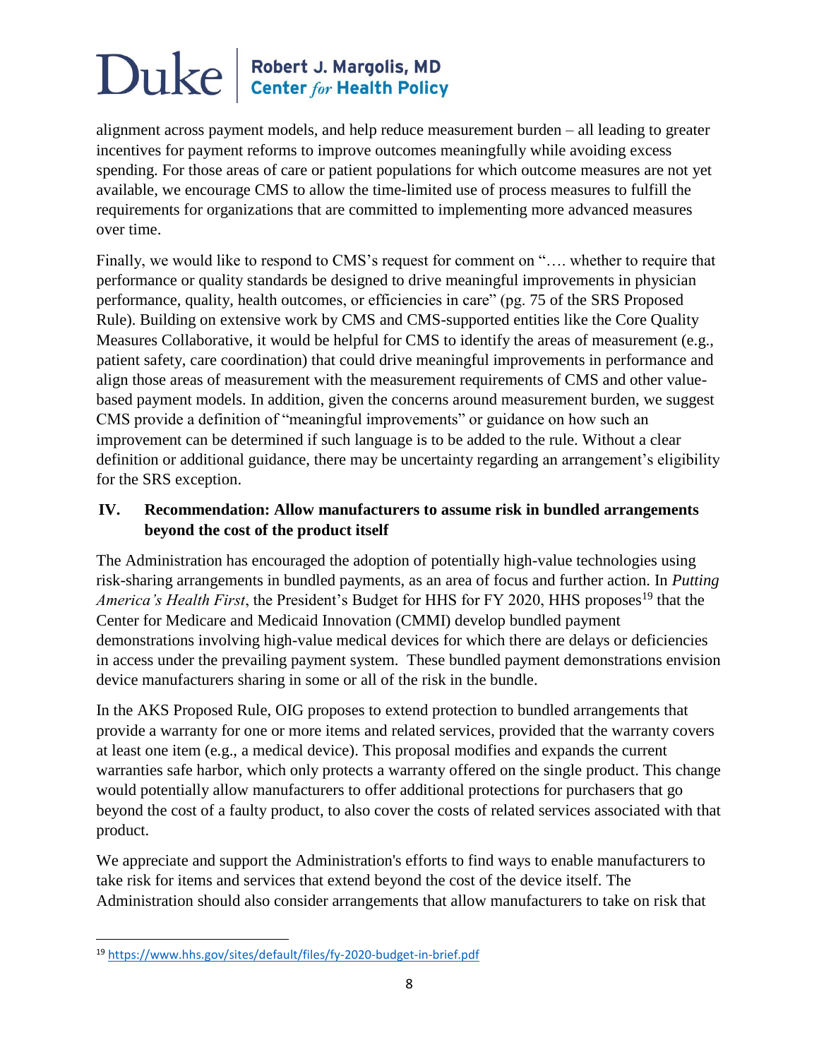alignment across payment models, and help reduce measurement burden – all leading to greater incentives for payment reforms to improve outcomes meaningfully while avoiding excess spending. For those areas of care or patient populations for which outcome measures are not yet available, we encourage CMS to allow the time-limited use of process measures to fulfill the requirements for organizations that are committed to implementing more advanced measures over time.

Finally, we would like to respond to CMS's request for comment on "…. whether to require that performance or quality standards be designed to drive meaningful improvements in physician performance, quality, health outcomes, or efficiencies in care" (pg. 75 of the SRS Proposed Rule). Building on extensive work by CMS and CMS-supported entities like the Core Quality Measures Collaborative, it would be helpful for CMS to identify the areas of measurement (e.g., patient safety, care coordination) that could drive meaningful improvements in performance and align those areas of measurement with the measurement requirements of CMS and other value-based payment models. In addition, given the concerns around measurement burden, we suggest CMS provide a definition of "meaningful improvements" or guidance on how such an improvement can be determined if such language is to be added to the rule. Without a clear definition or additional guidance, there may be uncertainty regarding an arrangement's eligibility for the SRS exception.

## IV. Recommendation: Allow manufacturers to assume risk in bundled arrangements beyond the cost of the product itself

The Administration has encouraged the adoption of potentially high-value technologies using risk-sharing arrangements in bundled payments, as an area of focus and further action. In *Putting America's Health First*, the President's Budget for HHS for FY 2020, HHS proposes[19] that the Center for Medicare and Medicaid Innovation (CMMI) develop bundled payment demonstrations involving high-value medical devices for which there are delays or deficiencies in access under the prevailing payment system. These bundled payment demonstrations envision device manufacturers sharing in some or all of the risk in the bundle.

In the AKS Proposed Rule, OIG proposes to extend protection to bundled arrangements that provide a warranty for one or more items and related services, provided that the warranty covers at least one item (e.g., a medical device). This proposal modifies and expands the current warranties safe harbor, which only protects a warranty offered on the single product. This change would potentially allow manufacturers to offer additional protections for purchasers that go beyond the cost of a faulty product, to also cover the costs of related services associated with that product.

We appreciate and support the Administration's efforts to find ways to enable manufacturers to take risk for items and services that extend beyond the cost of the device itself. The Administration should also consider arrangements that allow manufacturers to take on risk that

[19] https://www.hhs.gov/sites/default/files/fy-2020-budget-in-brief.pdf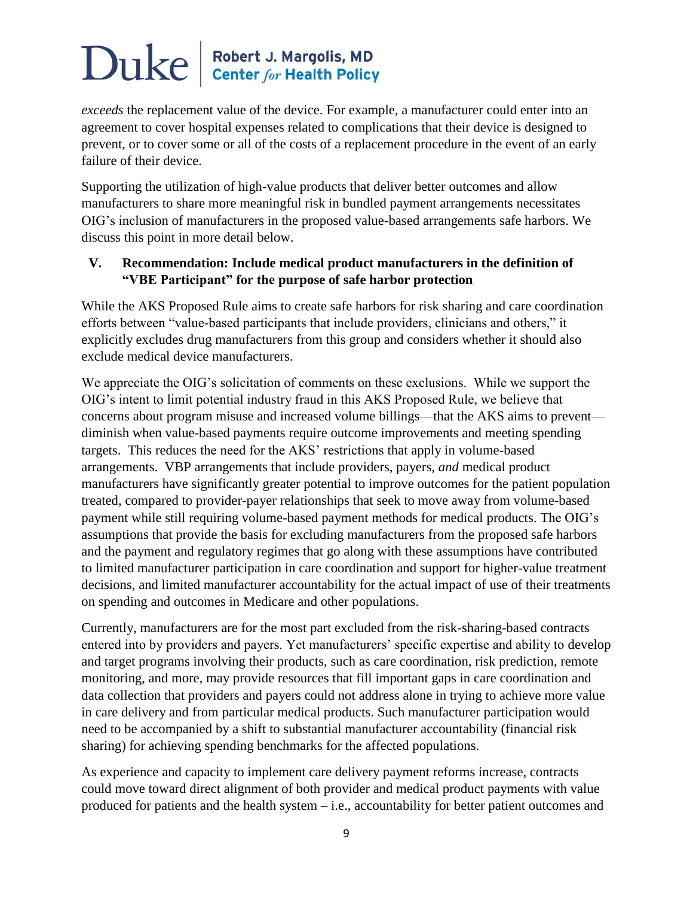*exceeds* the replacement value of the device. For example, a manufacturer could enter into an agreement to cover hospital expenses related to complications that their device is designed to prevent, or to cover some or all of the costs of a replacement procedure in the event of an early failure of their device.

Supporting the utilization of high-value products that deliver better outcomes and allow manufacturers to share more meaningful risk in bundled payment arrangements necessitates OIG's inclusion of manufacturers in the proposed value-based arrangements safe harbors. We discuss this point in more detail below.

## V. Recommendation: Include medical product manufacturers in the definition of "VBE Participant" for the purpose of safe harbor protection

While the AKS Proposed Rule aims to create safe harbors for risk sharing and care coordination efforts between "value-based participants that include providers, clinicians and others," it explicitly excludes drug manufacturers from this group and considers whether it should also exclude medical device manufacturers.

We appreciate the OIG's solicitation of comments on these exclusions. While we support the OIG's intent to limit potential industry fraud in this AKS Proposed Rule, we believe that concerns about program misuse and increased volume billings—that the AKS aims to prevent—diminish when value-based payments require outcome improvements and meeting spending targets. This reduces the need for the AKS' restrictions that apply in volume-based arrangements. VBP arrangements that include providers, payers, *and* medical product manufacturers have significantly greater potential to improve outcomes for the patient population treated, compared to provider-payer relationships that seek to move away from volume-based payment while still requiring volume-based payment methods for medical products. The OIG's assumptions that provide the basis for excluding manufacturers from the proposed safe harbors and the payment and regulatory regimes that go along with these assumptions have contributed to limited manufacturer participation in care coordination and support for higher-value treatment decisions, and limited manufacturer accountability for the actual impact of use of their treatments on spending and outcomes in Medicare and other populations.

Currently, manufacturers are for the most part excluded from the risk-sharing-based contracts entered into by providers and payers. Yet manufacturers' specific expertise and ability to develop and target programs involving their products, such as care coordination, risk prediction, remote monitoring, and more, may provide resources that fill important gaps in care coordination and data collection that providers and payers could not address alone in trying to achieve more value in care delivery and from particular medical products. Such manufacturer participation would need to be accompanied by a shift to substantial manufacturer accountability (financial risk sharing) for achieving spending benchmarks for the affected populations.

As experience and capacity to implement care delivery payment reforms increase, contracts could move toward direct alignment of both provider and medical product payments with value produced for patients and the health system – i.e., accountability for better patient outcomes and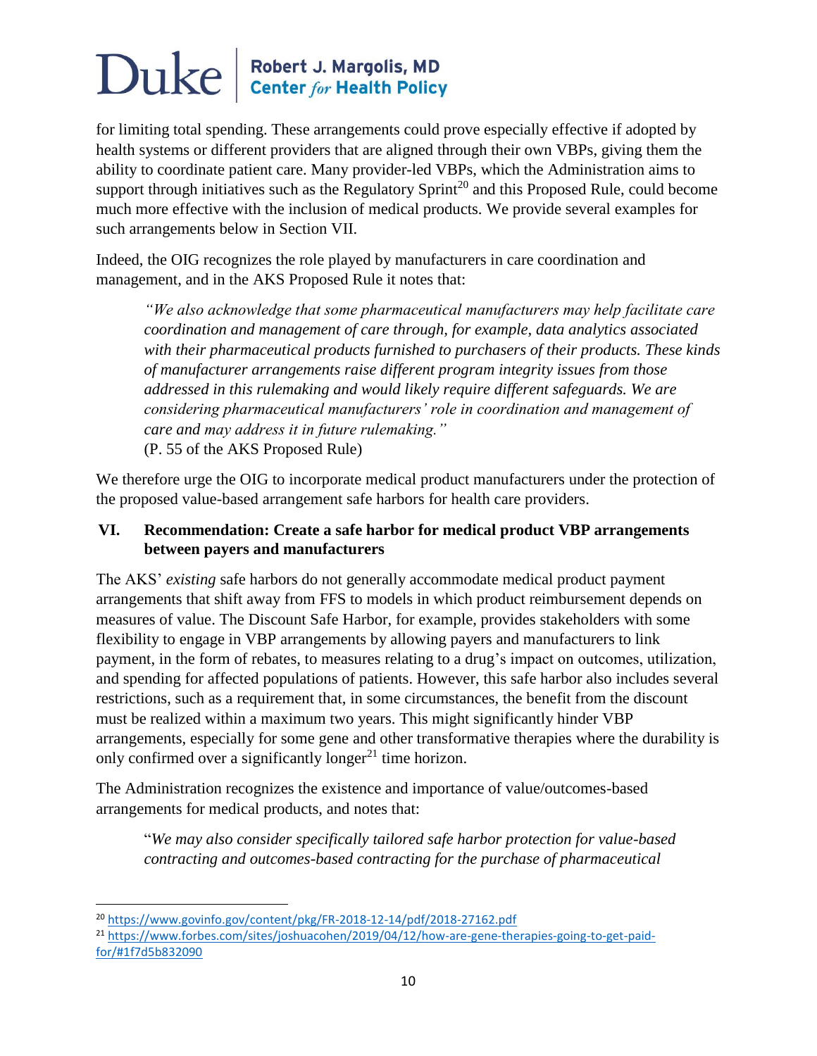for limiting total spending. These arrangements could prove especially effective if adopted by health systems or different providers that are aligned through their own VBPs, giving them the ability to coordinate patient care. Many provider-led VBPs, which the Administration aims to support through initiatives such as the Regulatory Sprint[20] and this Proposed Rule, could become much more effective with the inclusion of medical products. We provide several examples for such arrangements below in Section VII.

Indeed, the OIG recognizes the role played by manufacturers in care coordination and management, and in the AKS Proposed Rule it notes that:

> *"We also acknowledge that some pharmaceutical manufacturers may help facilitate care coordination and management of care through, for example, data analytics associated with their pharmaceutical products furnished to purchasers of their products. These kinds of manufacturer arrangements raise different program integrity issues from those addressed in this rulemaking and would likely require different safeguards. We are considering pharmaceutical manufacturers' role in coordination and management of care and may address it in future rulemaking."*
> (P. 55 of the AKS Proposed Rule)

We therefore urge the OIG to incorporate medical product manufacturers under the protection of the proposed value-based arrangement safe harbors for health care providers.

## VI. Recommendation: Create a safe harbor for medical product VBP arrangements between payers and manufacturers

The AKS' *existing* safe harbors do not generally accommodate medical product payment arrangements that shift away from FFS to models in which product reimbursement depends on measures of value. The Discount Safe Harbor, for example, provides stakeholders with some flexibility to engage in VBP arrangements by allowing payers and manufacturers to link payment, in the form of rebates, to measures relating to a drug's impact on outcomes, utilization, and spending for affected populations of patients. However, this safe harbor also includes several restrictions, such as a requirement that, in some circumstances, the benefit from the discount must be realized within a maximum two years. This might significantly hinder VBP arrangements, especially for some gene and other transformative therapies where the durability is only confirmed over a significantly longer[21] time horizon.

The Administration recognizes the existence and importance of value/outcomes-based arrangements for medical products, and notes that:

> "*We may also consider specifically tailored safe harbor protection for value-based contracting and outcomes-based contracting for the purchase of pharmaceutical*

---

[20] https://www.govinfo.gov/content/pkg/FR-2018-12-14/pdf/2018-27162.pdf

[21] https://www.forbes.com/sites/joshuacohen/2019/04/12/how-are-gene-therapies-going-to-get-paid-for/#1f7d5b832090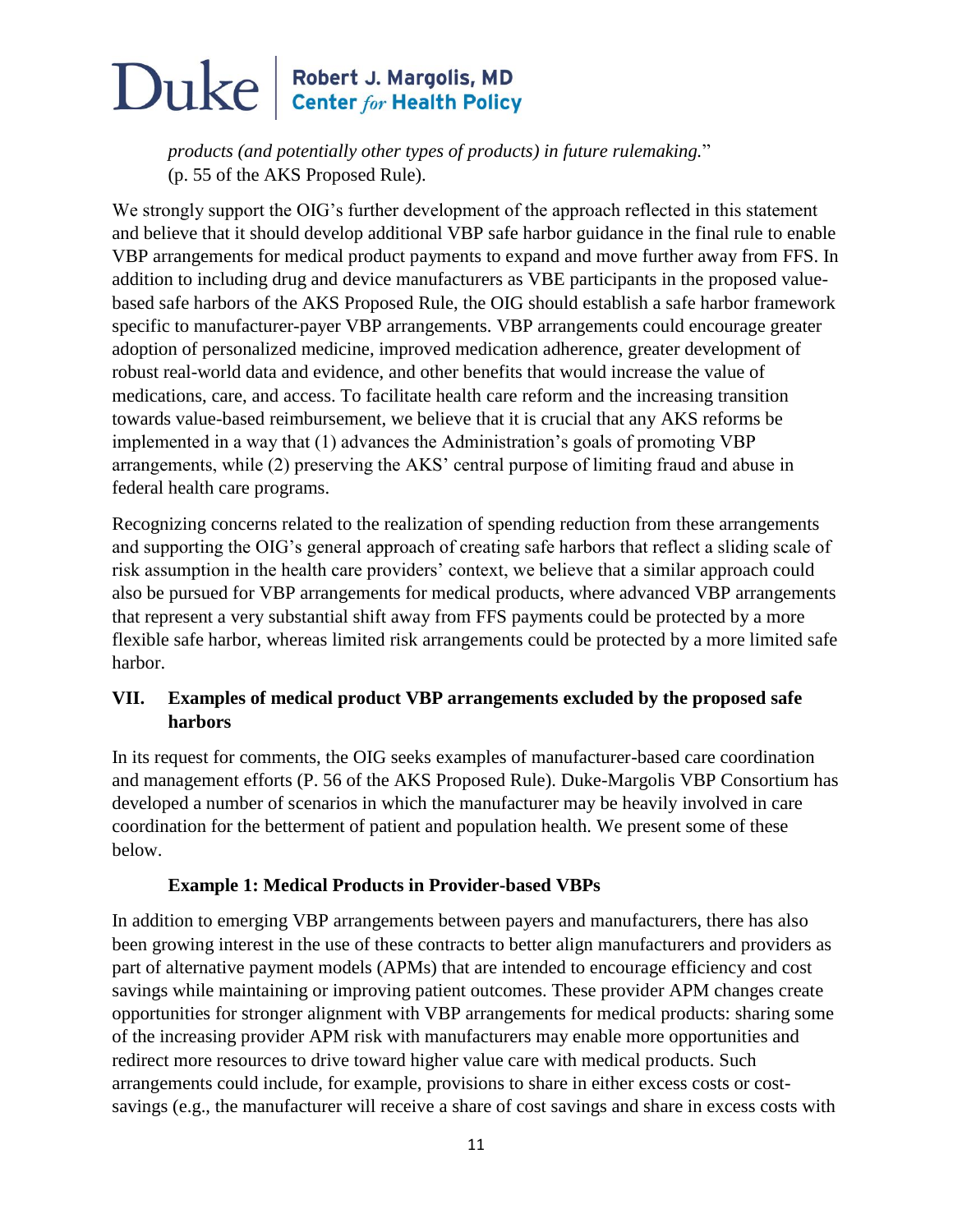*products (and potentially other types of products) in future rulemaking.*" (p. 55 of the AKS Proposed Rule).

We strongly support the OIG's further development of the approach reflected in this statement and believe that it should develop additional VBP safe harbor guidance in the final rule to enable VBP arrangements for medical product payments to expand and move further away from FFS. In addition to including drug and device manufacturers as VBE participants in the proposed value-based safe harbors of the AKS Proposed Rule, the OIG should establish a safe harbor framework specific to manufacturer-payer VBP arrangements. VBP arrangements could encourage greater adoption of personalized medicine, improved medication adherence, greater development of robust real-world data and evidence, and other benefits that would increase the value of medications, care, and access. To facilitate health care reform and the increasing transition towards value-based reimbursement, we believe that it is crucial that any AKS reforms be implemented in a way that (1) advances the Administration's goals of promoting VBP arrangements, while (2) preserving the AKS' central purpose of limiting fraud and abuse in federal health care programs.

Recognizing concerns related to the realization of spending reduction from these arrangements and supporting the OIG's general approach of creating safe harbors that reflect a sliding scale of risk assumption in the health care providers' context, we believe that a similar approach could also be pursued for VBP arrangements for medical products, where advanced VBP arrangements that represent a very substantial shift away from FFS payments could be protected by a more flexible safe harbor, whereas limited risk arrangements could be protected by a more limited safe harbor.

## VII. Examples of medical product VBP arrangements excluded by the proposed safe harbors

In its request for comments, the OIG seeks examples of manufacturer-based care coordination and management efforts (P. 56 of the AKS Proposed Rule). Duke-Margolis VBP Consortium has developed a number of scenarios in which the manufacturer may be heavily involved in care coordination for the betterment of patient and population health. We present some of these below.

### Example 1: Medical Products in Provider-based VBPs

In addition to emerging VBP arrangements between payers and manufacturers, there has also been growing interest in the use of these contracts to better align manufacturers and providers as part of alternative payment models (APMs) that are intended to encourage efficiency and cost savings while maintaining or improving patient outcomes. These provider APM changes create opportunities for stronger alignment with VBP arrangements for medical products: sharing some of the increasing provider APM risk with manufacturers may enable more opportunities and redirect more resources to drive toward higher value care with medical products. Such arrangements could include, for example, provisions to share in either excess costs or cost-savings (e.g., the manufacturer will receive a share of cost savings and share in excess costs with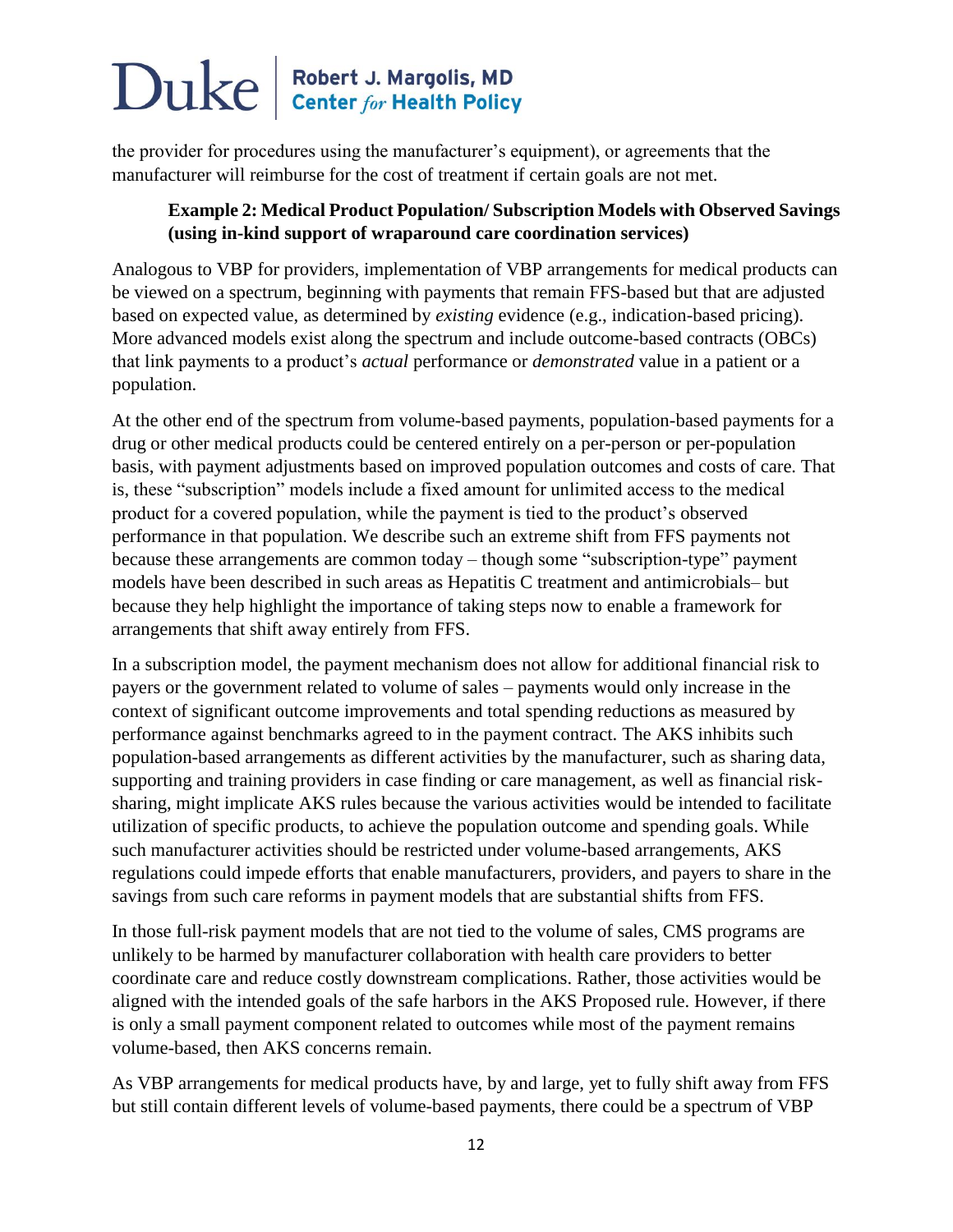the provider for procedures using the manufacturer's equipment), or agreements that the manufacturer will reimburse for the cost of treatment if certain goals are not met.

**Example 2: Medical Product Population/ Subscription Models with Observed Savings (using in-kind support of wraparound care coordination services)**

Analogous to VBP for providers, implementation of VBP arrangements for medical products can be viewed on a spectrum, beginning with payments that remain FFS-based but that are adjusted based on expected value, as determined by *existing* evidence (e.g., indication-based pricing). More advanced models exist along the spectrum and include outcome-based contracts (OBCs) that link payments to a product's *actual* performance or *demonstrated* value in a patient or a population.

At the other end of the spectrum from volume-based payments, population-based payments for a drug or other medical products could be centered entirely on a per-person or per-population basis, with payment adjustments based on improved population outcomes and costs of care. That is, these "subscription" models include a fixed amount for unlimited access to the medical product for a covered population, while the payment is tied to the product's observed performance in that population. We describe such an extreme shift from FFS payments not because these arrangements are common today – though some "subscription-type" payment models have been described in such areas as Hepatitis C treatment and antimicrobials– but because they help highlight the importance of taking steps now to enable a framework for arrangements that shift away entirely from FFS.

In a subscription model, the payment mechanism does not allow for additional financial risk to payers or the government related to volume of sales – payments would only increase in the context of significant outcome improvements and total spending reductions as measured by performance against benchmarks agreed to in the payment contract. The AKS inhibits such population-based arrangements as different activities by the manufacturer, such as sharing data, supporting and training providers in case finding or care management, as well as financial risk-sharing, might implicate AKS rules because the various activities would be intended to facilitate utilization of specific products, to achieve the population outcome and spending goals. While such manufacturer activities should be restricted under volume-based arrangements, AKS regulations could impede efforts that enable manufacturers, providers, and payers to share in the savings from such care reforms in payment models that are substantial shifts from FFS.

In those full-risk payment models that are not tied to the volume of sales, CMS programs are unlikely to be harmed by manufacturer collaboration with health care providers to better coordinate care and reduce costly downstream complications. Rather, those activities would be aligned with the intended goals of the safe harbors in the AKS Proposed rule. However, if there is only a small payment component related to outcomes while most of the payment remains volume-based, then AKS concerns remain.

As VBP arrangements for medical products have, by and large, yet to fully shift away from FFS but still contain different levels of volume-based payments, there could be a spectrum of VBP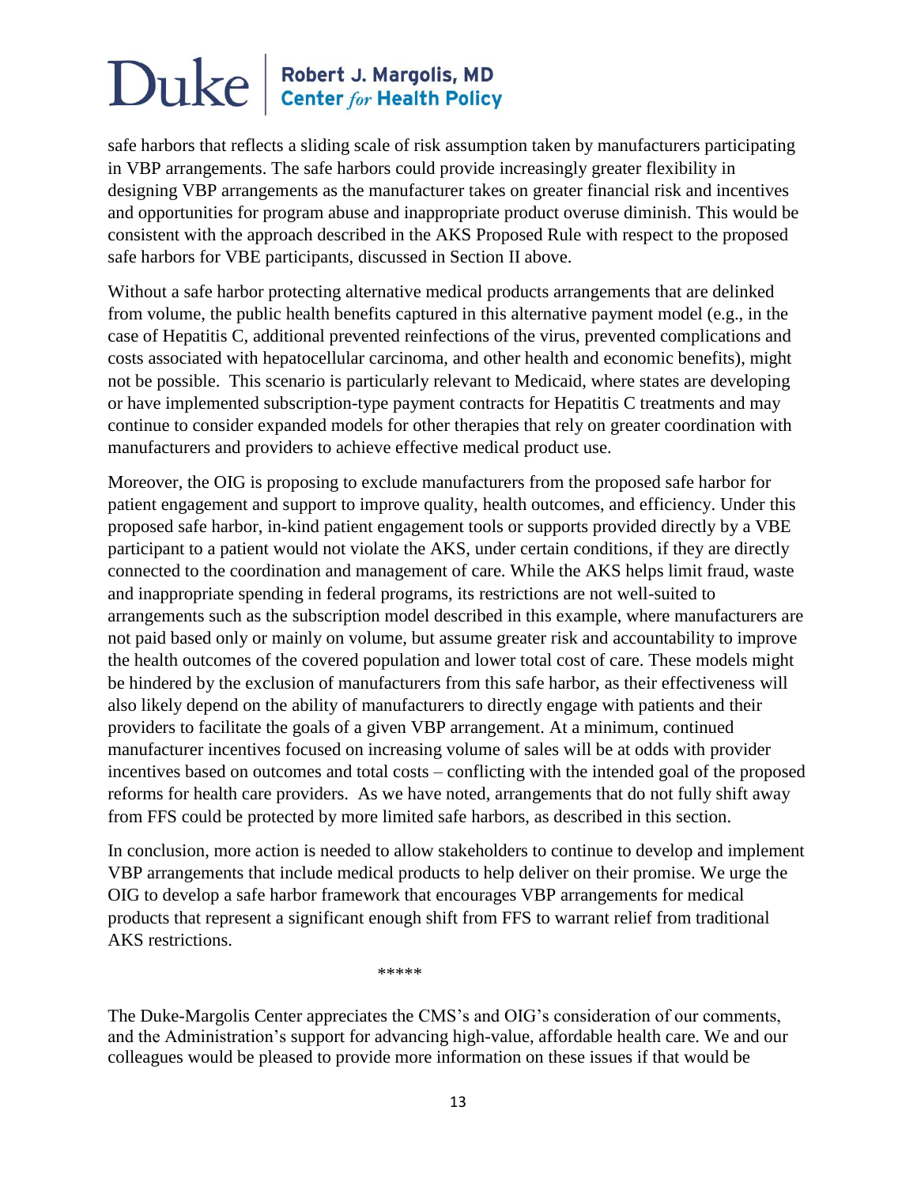safe harbors that reflects a sliding scale of risk assumption taken by manufacturers participating in VBP arrangements. The safe harbors could provide increasingly greater flexibility in designing VBP arrangements as the manufacturer takes on greater financial risk and incentives and opportunities for program abuse and inappropriate product overuse diminish. This would be consistent with the approach described in the AKS Proposed Rule with respect to the proposed safe harbors for VBE participants, discussed in Section II above.

Without a safe harbor protecting alternative medical products arrangements that are delinked from volume, the public health benefits captured in this alternative payment model (e.g., in the case of Hepatitis C, additional prevented reinfections of the virus, prevented complications and costs associated with hepatocellular carcinoma, and other health and economic benefits), might not be possible. This scenario is particularly relevant to Medicaid, where states are developing or have implemented subscription-type payment contracts for Hepatitis C treatments and may continue to consider expanded models for other therapies that rely on greater coordination with manufacturers and providers to achieve effective medical product use.

Moreover, the OIG is proposing to exclude manufacturers from the proposed safe harbor for patient engagement and support to improve quality, health outcomes, and efficiency. Under this proposed safe harbor, in-kind patient engagement tools or supports provided directly by a VBE participant to a patient would not violate the AKS, under certain conditions, if they are directly connected to the coordination and management of care. While the AKS helps limit fraud, waste and inappropriate spending in federal programs, its restrictions are not well-suited to arrangements such as the subscription model described in this example, where manufacturers are not paid based only or mainly on volume, but assume greater risk and accountability to improve the health outcomes of the covered population and lower total cost of care. These models might be hindered by the exclusion of manufacturers from this safe harbor, as their effectiveness will also likely depend on the ability of manufacturers to directly engage with patients and their providers to facilitate the goals of a given VBP arrangement. At a minimum, continued manufacturer incentives focused on increasing volume of sales will be at odds with provider incentives based on outcomes and total costs – conflicting with the intended goal of the proposed reforms for health care providers. As we have noted, arrangements that do not fully shift away from FFS could be protected by more limited safe harbors, as described in this section.

In conclusion, more action is needed to allow stakeholders to continue to develop and implement VBP arrangements that include medical products to help deliver on their promise. We urge the OIG to develop a safe harbor framework that encourages VBP arrangements for medical products that represent a significant enough shift from FFS to warrant relief from traditional AKS restrictions.

*****

The Duke-Margolis Center appreciates the CMS's and OIG's consideration of our comments, and the Administration's support for advancing high-value, affordable health care. We and our colleagues would be pleased to provide more information on these issues if that would be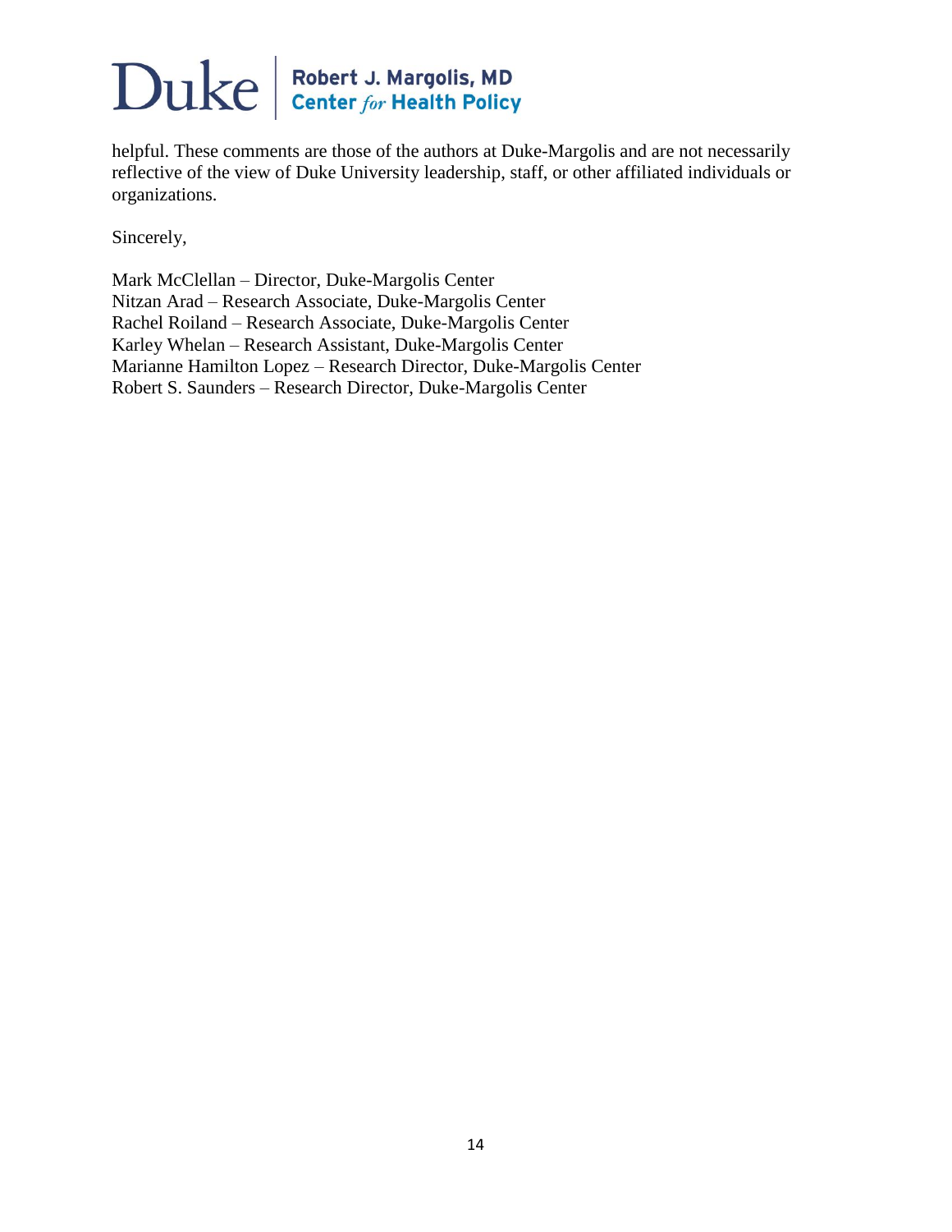helpful. These comments are those of the authors at Duke-Margolis and are not necessarily reflective of the view of Duke University leadership, staff, or other affiliated individuals or organizations.

Sincerely,

Mark McClellan – Director, Duke-Margolis Center
Nitzan Arad – Research Associate, Duke-Margolis Center
Rachel Roiland – Research Associate, Duke-Margolis Center
Karley Whelan – Research Assistant, Duke-Margolis Center
Marianne Hamilton Lopez – Research Director, Duke-Margolis Center
Robert S. Saunders – Research Director, Duke-Margolis Center